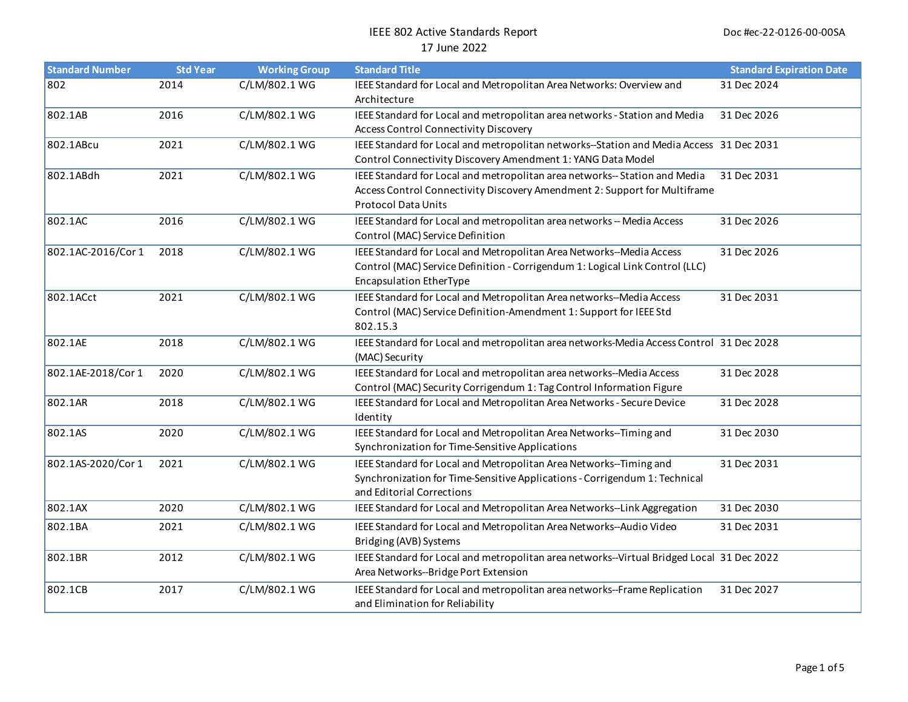# IEEE 802 Active Standards Report

17 June 2022

Doc #ec-22-0126-00-00SA

| Standard Number | Std Year | Working Group | Standard Title | Standard Expiration Date |
|---|---|---|---|---|
| 802 | 2014 | C/LM/802.1 WG | IEEE Standard for Local and Metropolitan Area Networks: Overview and Architecture | 31 Dec 2024 |
| 802.1AB | 2016 | C/LM/802.1 WG | IEEE Standard for Local and metropolitan area networks - Station and Media Access Control Connectivity Discovery | 31 Dec 2026 |
| 802.1ABcu | 2021 | C/LM/802.1 WG | IEEE Standard for Local and metropolitan networks--Station and Media Access Control Connectivity Discovery Amendment 1: YANG Data Model | 31 Dec 2031 |
| 802.1ABdh | 2021 | C/LM/802.1 WG | IEEE Standard for Local and metropolitan area networks-- Station and Media Access Control Connectivity Discovery Amendment 2: Support for Multiframe Protocol Data Units | 31 Dec 2031 |
| 802.1AC | 2016 | C/LM/802.1 WG | IEEE Standard for Local and metropolitan area networks -- Media Access Control (MAC) Service Definition | 31 Dec 2026 |
| 802.1AC-2016/Cor 1 | 2018 | C/LM/802.1 WG | IEEE Standard for Local and Metropolitan Area Networks--Media Access Control (MAC) Service Definition - Corrigendum 1: Logical Link Control (LLC) Encapsulation EtherType | 31 Dec 2026 |
| 802.1ACct | 2021 | C/LM/802.1 WG | IEEE Standard for Local and Metropolitan Area networks--Media Access Control (MAC) Service Definition-Amendment 1: Support for IEEE Std 802.15.3 | 31 Dec 2031 |
| 802.1AE | 2018 | C/LM/802.1 WG | IEEE Standard for Local and metropolitan area networks-Media Access Control (MAC) Security | 31 Dec 2028 |
| 802.1AE-2018/Cor 1 | 2020 | C/LM/802.1 WG | IEEE Standard for Local and metropolitan area networks--Media Access Control (MAC) Security Corrigendum 1: Tag Control Information Figure | 31 Dec 2028 |
| 802.1AR | 2018 | C/LM/802.1 WG | IEEE Standard for Local and Metropolitan Area Networks - Secure Device Identity | 31 Dec 2028 |
| 802.1AS | 2020 | C/LM/802.1 WG | IEEE Standard for Local and Metropolitan Area Networks--Timing and Synchronization for Time-Sensitive Applications | 31 Dec 2030 |
| 802.1AS-2020/Cor 1 | 2021 | C/LM/802.1 WG | IEEE Standard for Local and Metropolitan Area Networks--Timing and Synchronization for Time-Sensitive Applications - Corrigendum 1: Technical and Editorial Corrections | 31 Dec 2031 |
| 802.1AX | 2020 | C/LM/802.1 WG | IEEE Standard for Local and Metropolitan Area Networks--Link Aggregation | 31 Dec 2030 |
| 802.1BA | 2021 | C/LM/802.1 WG | IEEE Standard for Local and Metropolitan Area Networks--Audio Video Bridging (AVB) Systems | 31 Dec 2031 |
| 802.1BR | 2012 | C/LM/802.1 WG | IEEE Standard for Local and metropolitan area networks--Virtual Bridged Local Area Networks--Bridge Port Extension | 31 Dec 2022 |
| 802.1CB | 2017 | C/LM/802.1 WG | IEEE Standard for Local and metropolitan area networks--Frame Replication and Elimination for Reliability | 31 Dec 2027 |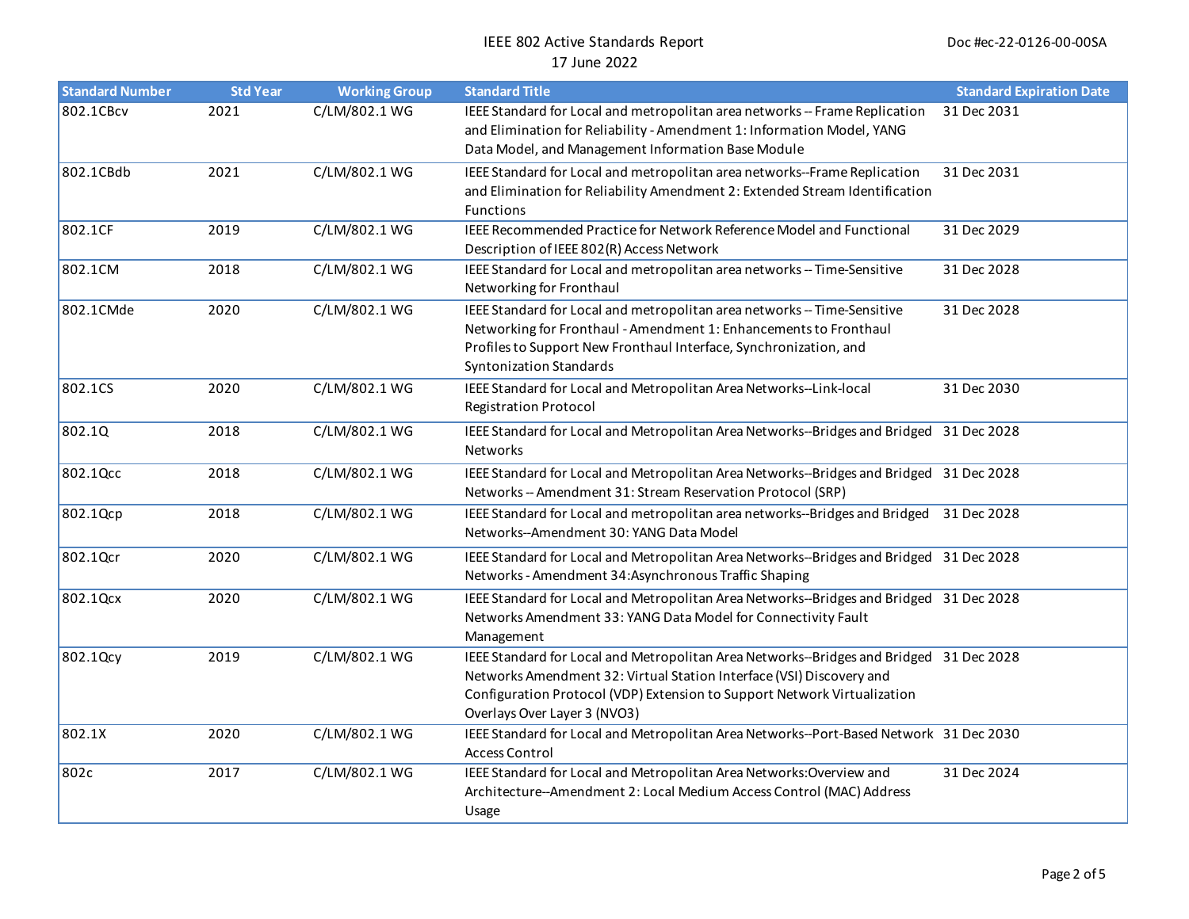| Standard Number | Std Year | Working Group | Standard Title | Standard Expiration Date |
|---|---|---|---|---|
| 802.1CBcv | 2021 | C/LM/802.1 WG | IEEE Standard for Local and metropolitan area networks -- Frame Replication and Elimination for Reliability - Amendment 1: Information Model, YANG Data Model, and Management Information Base Module | 31 Dec 2031 |
| 802.1CBdb | 2021 | C/LM/802.1 WG | IEEE Standard for Local and metropolitan area networks--Frame Replication and Elimination for Reliability Amendment 2: Extended Stream Identification Functions | 31 Dec 2031 |
| 802.1CF | 2019 | C/LM/802.1 WG | IEEE Recommended Practice for Network Reference Model and Functional Description of IEEE 802(R) Access Network | 31 Dec 2029 |
| 802.1CM | 2018 | C/LM/802.1 WG | IEEE Standard for Local and metropolitan area networks -- Time-Sensitive Networking for Fronthaul | 31 Dec 2028 |
| 802.1CMde | 2020 | C/LM/802.1 WG | IEEE Standard for Local and metropolitan area networks -- Time-Sensitive Networking for Fronthaul - Amendment 1: Enhancements to Fronthaul Profiles to Support New Fronthaul Interface, Synchronization, and Syntonization Standards | 31 Dec 2028 |
| 802.1CS | 2020 | C/LM/802.1 WG | IEEE Standard for Local and Metropolitan Area Networks--Link-local Registration Protocol | 31 Dec 2030 |
| 802.1Q | 2018 | C/LM/802.1 WG | IEEE Standard for Local and Metropolitan Area Networks--Bridges and Bridged Networks | 31 Dec 2028 |
| 802.1Qcc | 2018 | C/LM/802.1 WG | IEEE Standard for Local and Metropolitan Area Networks--Bridges and Bridged Networks -- Amendment 31: Stream Reservation Protocol (SRP) | 31 Dec 2028 |
| 802.1Qcp | 2018 | C/LM/802.1 WG | IEEE Standard for Local and metropolitan area networks--Bridges and Bridged Networks--Amendment 30: YANG Data Model | 31 Dec 2028 |
| 802.1Qcr | 2020 | C/LM/802.1 WG | IEEE Standard for Local and Metropolitan Area Networks--Bridges and Bridged Networks - Amendment 34:Asynchronous Traffic Shaping | 31 Dec 2028 |
| 802.1Qcx | 2020 | C/LM/802.1 WG | IEEE Standard for Local and Metropolitan Area Networks--Bridges and Bridged Networks Amendment 33: YANG Data Model for Connectivity Fault Management | 31 Dec 2028 |
| 802.1Qcy | 2019 | C/LM/802.1 WG | IEEE Standard for Local and Metropolitan Area Networks--Bridges and Bridged Networks Amendment 32: Virtual Station Interface (VSI) Discovery and Configuration Protocol (VDP) Extension to Support Network Virtualization Overlays Over Layer 3 (NVO3) | 31 Dec 2028 |
| 802.1X | 2020 | C/LM/802.1 WG | IEEE Standard for Local and Metropolitan Area Networks--Port-Based Network Access Control | 31 Dec 2030 |
| 802c | 2017 | C/LM/802.1 WG | IEEE Standard for Local and Metropolitan Area Networks:Overview and Architecture--Amendment 2: Local Medium Access Control (MAC) Address Usage | 31 Dec 2024 |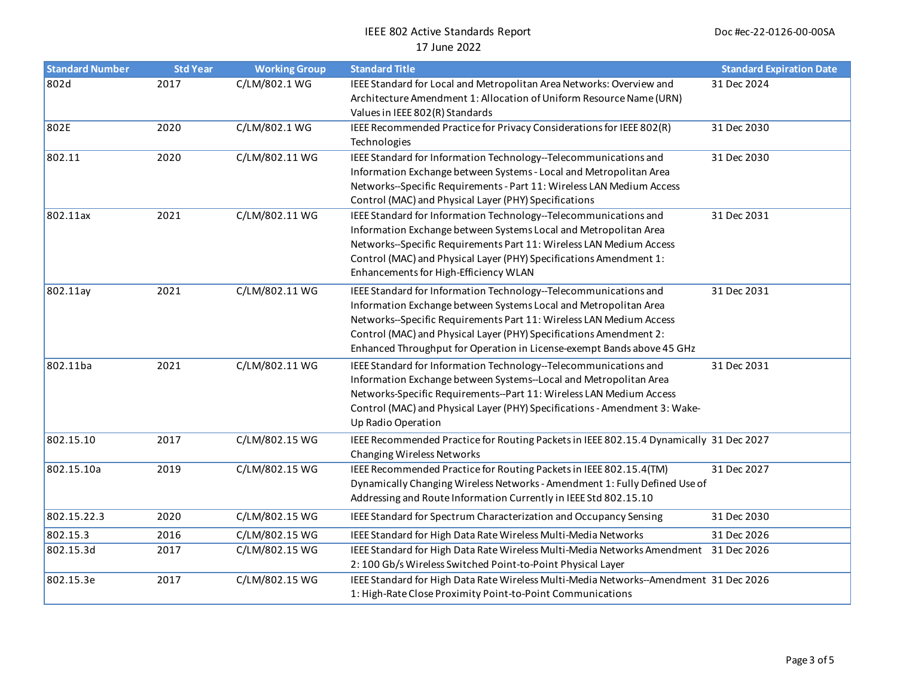| Standard Number | Std Year | Working Group | Standard Title | Standard Expiration Date |
|---|---|---|---|---|
| 802d | 2017 | C/LM/802.1 WG | IEEE Standard for Local and Metropolitan Area Networks: Overview and Architecture Amendment 1: Allocation of Uniform Resource Name (URN) Values in IEEE 802(R) Standards | 31 Dec 2024 |
| 802E | 2020 | C/LM/802.1 WG | IEEE Recommended Practice for Privacy Considerations for IEEE 802(R) Technologies | 31 Dec 2030 |
| 802.11 | 2020 | C/LM/802.11 WG | IEEE Standard for Information Technology--Telecommunications and Information Exchange between Systems - Local and Metropolitan Area Networks--Specific Requirements - Part 11: Wireless LAN Medium Access Control (MAC) and Physical Layer (PHY) Specifications | 31 Dec 2030 |
| 802.11ax | 2021 | C/LM/802.11 WG | IEEE Standard for Information Technology--Telecommunications and Information Exchange between Systems Local and Metropolitan Area Networks--Specific Requirements Part 11: Wireless LAN Medium Access Control (MAC) and Physical Layer (PHY) Specifications Amendment 1: Enhancements for High-Efficiency WLAN | 31 Dec 2031 |
| 802.11ay | 2021 | C/LM/802.11 WG | IEEE Standard for Information Technology--Telecommunications and Information Exchange between Systems Local and Metropolitan Area Networks--Specific Requirements Part 11: Wireless LAN Medium Access Control (MAC) and Physical Layer (PHY) Specifications Amendment 2: Enhanced Throughput for Operation in License-exempt Bands above 45 GHz | 31 Dec 2031 |
| 802.11ba | 2021 | C/LM/802.11 WG | IEEE Standard for Information Technology--Telecommunications and Information Exchange between Systems--Local and Metropolitan Area Networks-Specific Requirements--Part 11: Wireless LAN Medium Access Control (MAC) and Physical Layer (PHY) Specifications - Amendment 3: Wake-Up Radio Operation | 31 Dec 2031 |
| 802.15.10 | 2017 | C/LM/802.15 WG | IEEE Recommended Practice for Routing Packets in IEEE 802.15.4 Dynamically Changing Wireless Networks | 31 Dec 2027 |
| 802.15.10a | 2019 | C/LM/802.15 WG | IEEE Recommended Practice for Routing Packets in IEEE 802.15.4(TM) Dynamically Changing Wireless Networks - Amendment 1: Fully Defined Use of Addressing and Route Information Currently in IEEE Std 802.15.10 | 31 Dec 2027 |
| 802.15.22.3 | 2020 | C/LM/802.15 WG | IEEE Standard for Spectrum Characterization and Occupancy Sensing | 31 Dec 2030 |
| 802.15.3 | 2016 | C/LM/802.15 WG | IEEE Standard for High Data Rate Wireless Multi-Media Networks | 31 Dec 2026 |
| 802.15.3d | 2017 | C/LM/802.15 WG | IEEE Standard for High Data Rate Wireless Multi-Media Networks Amendment 2: 100 Gb/s Wireless Switched Point-to-Point Physical Layer | 31 Dec 2026 |
| 802.15.3e | 2017 | C/LM/802.15 WG | IEEE Standard for High Data Rate Wireless Multi-Media Networks--Amendment 1: High-Rate Close Proximity Point-to-Point Communications | 31 Dec 2026 |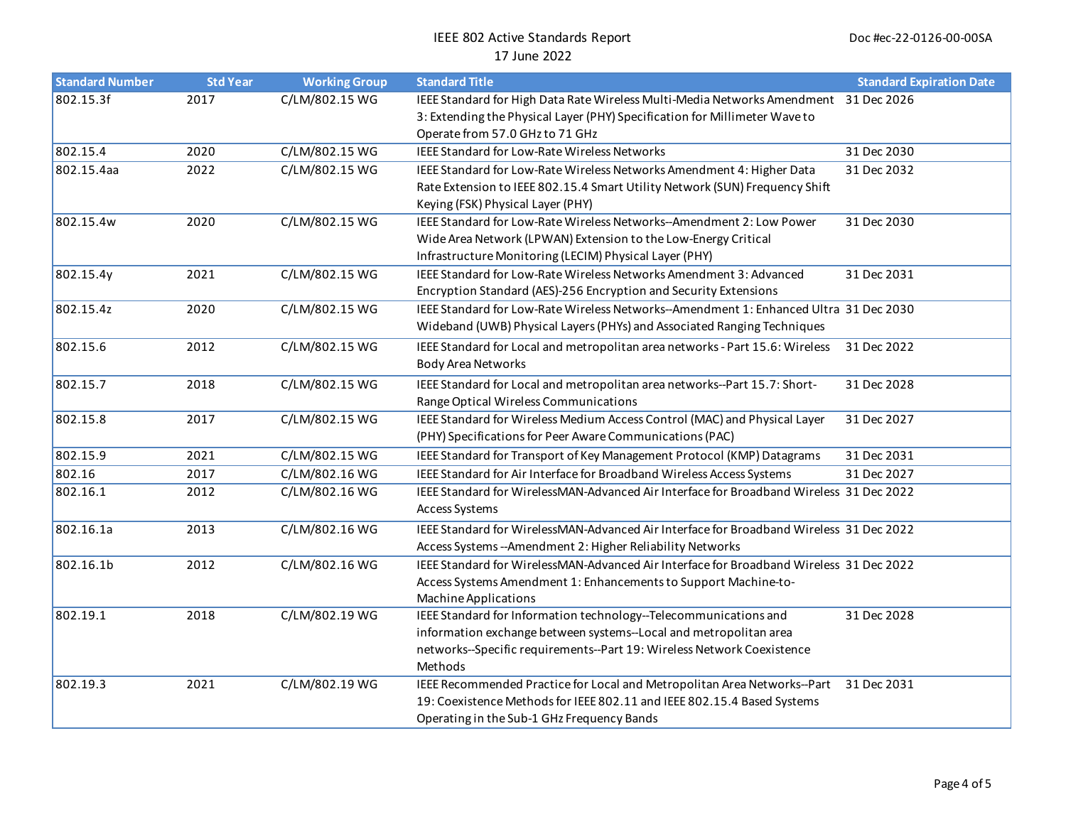| Standard Number | Std Year | Working Group | Standard Title | Standard Expiration Date |
|---|---|---|---|---|
| 802.15.3f | 2017 | C/LM/802.15 WG | IEEE Standard for High Data Rate Wireless Multi-Media Networks Amendment 3: Extending the Physical Layer (PHY) Specification for Millimeter Wave to Operate from 57.0 GHz to 71 GHz | 31 Dec 2026 |
| 802.15.4 | 2020 | C/LM/802.15 WG | IEEE Standard for Low-Rate Wireless Networks | 31 Dec 2030 |
| 802.15.4aa | 2022 | C/LM/802.15 WG | IEEE Standard for Low-Rate Wireless Networks Amendment 4: Higher Data Rate Extension to IEEE 802.15.4 Smart Utility Network (SUN) Frequency Shift Keying (FSK) Physical Layer (PHY) | 31 Dec 2032 |
| 802.15.4w | 2020 | C/LM/802.15 WG | IEEE Standard for Low-Rate Wireless Networks--Amendment 2: Low Power Wide Area Network (LPWAN) Extension to the Low-Energy Critical Infrastructure Monitoring (LECIM) Physical Layer (PHY) | 31 Dec 2030 |
| 802.15.4y | 2021 | C/LM/802.15 WG | IEEE Standard for Low-Rate Wireless Networks Amendment 3: Advanced Encryption Standard (AES)-256 Encryption and Security Extensions | 31 Dec 2031 |
| 802.15.4z | 2020 | C/LM/802.15 WG | IEEE Standard for Low-Rate Wireless Networks--Amendment 1: Enhanced Ultra Wideband (UWB) Physical Layers (PHYs) and Associated Ranging Techniques | 31 Dec 2030 |
| 802.15.6 | 2012 | C/LM/802.15 WG | IEEE Standard for Local and metropolitan area networks - Part 15.6: Wireless Body Area Networks | 31 Dec 2022 |
| 802.15.7 | 2018 | C/LM/802.15 WG | IEEE Standard for Local and metropolitan area networks--Part 15.7: Short-Range Optical Wireless Communications | 31 Dec 2028 |
| 802.15.8 | 2017 | C/LM/802.15 WG | IEEE Standard for Wireless Medium Access Control (MAC) and Physical Layer (PHY) Specifications for Peer Aware Communications (PAC) | 31 Dec 2027 |
| 802.15.9 | 2021 | C/LM/802.15 WG | IEEE Standard for Transport of Key Management Protocol (KMP) Datagrams | 31 Dec 2031 |
| 802.16 | 2017 | C/LM/802.16 WG | IEEE Standard for Air Interface for Broadband Wireless Access Systems | 31 Dec 2027 |
| 802.16.1 | 2012 | C/LM/802.16 WG | IEEE Standard for WirelessMAN-Advanced Air Interface for Broadband Wireless Access Systems | 31 Dec 2022 |
| 802.16.1a | 2013 | C/LM/802.16 WG | IEEE Standard for WirelessMAN-Advanced Air Interface for Broadband Wireless Access Systems --Amendment 2: Higher Reliability Networks | 31 Dec 2022 |
| 802.16.1b | 2012 | C/LM/802.16 WG | IEEE Standard for WirelessMAN-Advanced Air Interface for Broadband Wireless Access Systems Amendment 1: Enhancements to Support Machine-to-Machine Applications | 31 Dec 2022 |
| 802.19.1 | 2018 | C/LM/802.19 WG | IEEE Standard for Information technology--Telecommunications and information exchange between systems--Local and metropolitan area networks--Specific requirements--Part 19: Wireless Network Coexistence Methods | 31 Dec 2028 |
| 802.19.3 | 2021 | C/LM/802.19 WG | IEEE Recommended Practice for Local and Metropolitan Area Networks--Part 19: Coexistence Methods for IEEE 802.11 and IEEE 802.15.4 Based Systems Operating in the Sub-1 GHz Frequency Bands | 31 Dec 2031 |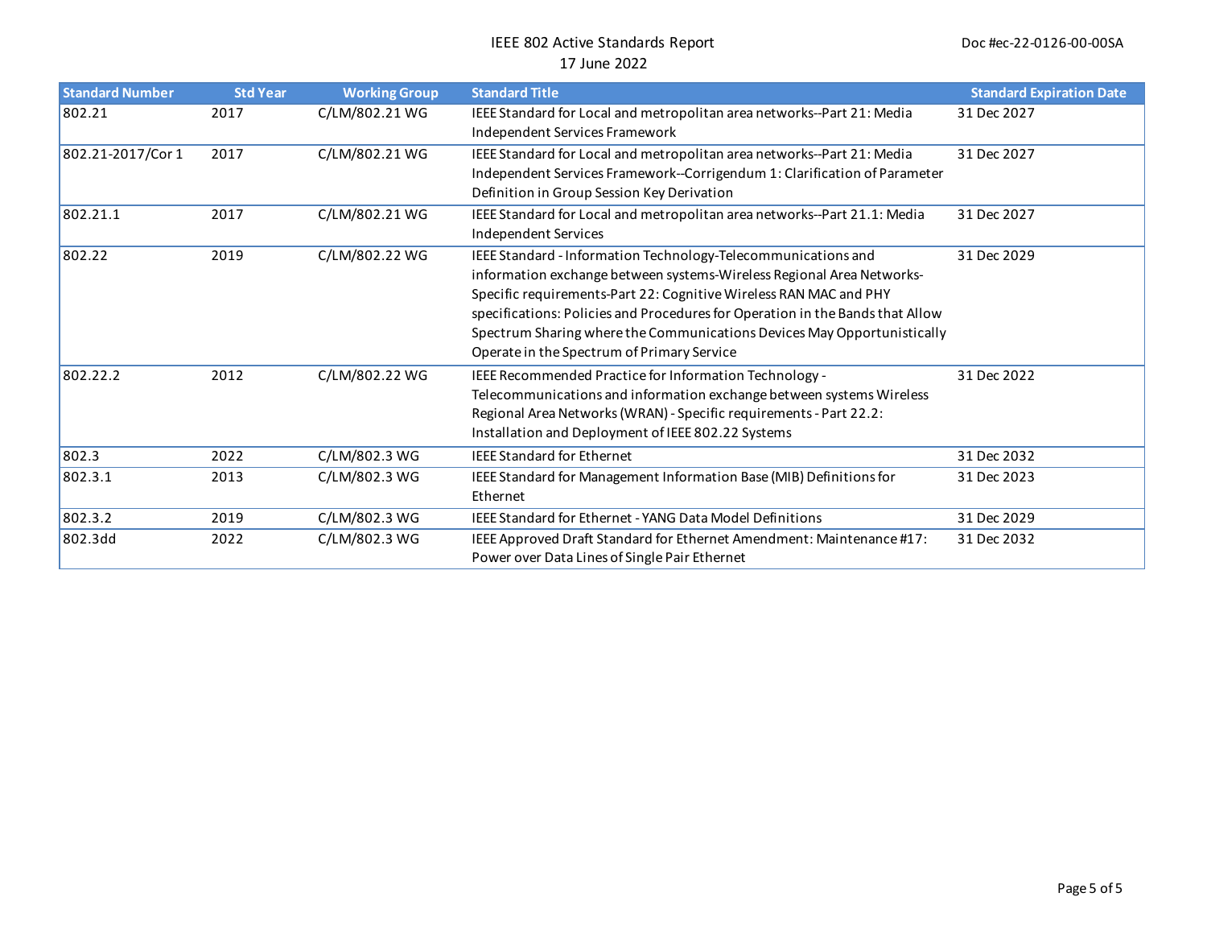| Standard Number | Std Year | Working Group | Standard Title | Standard Expiration Date |
|---|---|---|---|---|
| 802.21 | 2017 | C/LM/802.21 WG | IEEE Standard for Local and metropolitan area networks--Part 21: Media Independent Services Framework | 31 Dec 2027 |
| 802.21-2017/Cor 1 | 2017 | C/LM/802.21 WG | IEEE Standard for Local and metropolitan area networks--Part 21: Media Independent Services Framework--Corrigendum 1: Clarification of Parameter Definition in Group Session Key Derivation | 31 Dec 2027 |
| 802.21.1 | 2017 | C/LM/802.21 WG | IEEE Standard for Local and metropolitan area networks--Part 21.1: Media Independent Services | 31 Dec 2027 |
| 802.22 | 2019 | C/LM/802.22 WG | IEEE Standard - Information Technology-Telecommunications and information exchange between systems-Wireless Regional Area Networks-Specific requirements-Part 22: Cognitive Wireless RAN MAC and PHY specifications: Policies and Procedures for Operation in the Bands that Allow Spectrum Sharing where the Communications Devices May Opportunistically Operate in the Spectrum of Primary Service | 31 Dec 2029 |
| 802.22.2 | 2012 | C/LM/802.22 WG | IEEE Recommended Practice for Information Technology - Telecommunications and information exchange between systems Wireless Regional Area Networks (WRAN) - Specific requirements - Part 22.2: Installation and Deployment of IEEE 802.22 Systems | 31 Dec 2022 |
| 802.3 | 2022 | C/LM/802.3 WG | IEEE Standard for Ethernet | 31 Dec 2032 |
| 802.3.1 | 2013 | C/LM/802.3 WG | IEEE Standard for Management Information Base (MIB) Definitions for Ethernet | 31 Dec 2023 |
| 802.3.2 | 2019 | C/LM/802.3 WG | IEEE Standard for Ethernet - YANG Data Model Definitions | 31 Dec 2029 |
| 802.3dd | 2022 | C/LM/802.3 WG | IEEE Approved Draft Standard for Ethernet Amendment: Maintenance #17: Power over Data Lines of Single Pair Ethernet | 31 Dec 2032 |